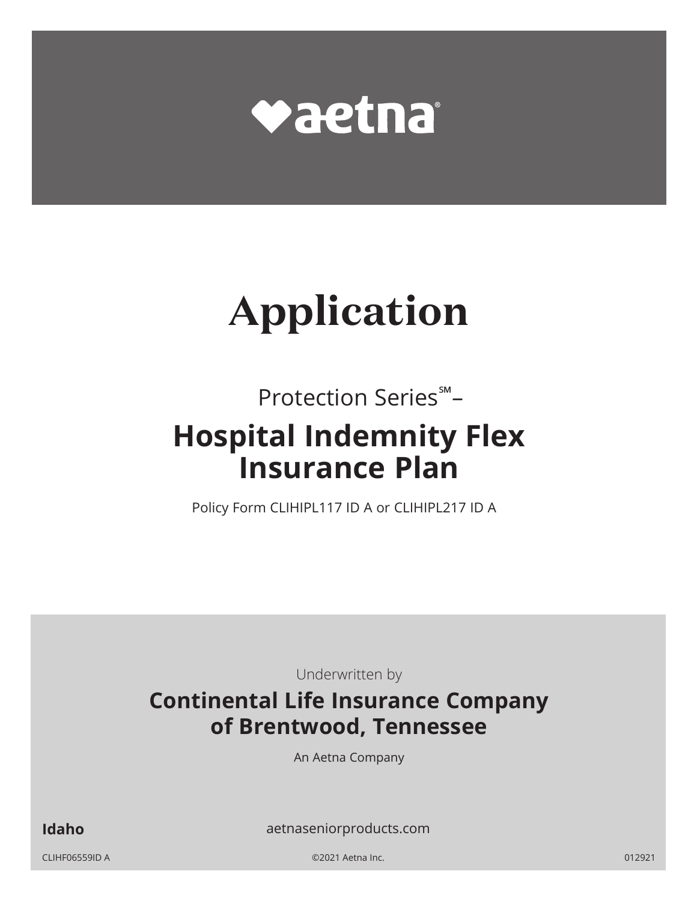# aetna

# Application

Protection Series℠–

## Hospital Indemnity Flex Insurance Plan

Policy Form CLIHIPL117 ID A or CLIHIPL217 ID A

Underwritten by

**Continental Life Insurance Company of Brentwood, Tennessee**

An Aetna Company

**Idaho**

aetnaseniorproducts.com

CLIHF06559ID A

©2021 Aetna Inc.

012921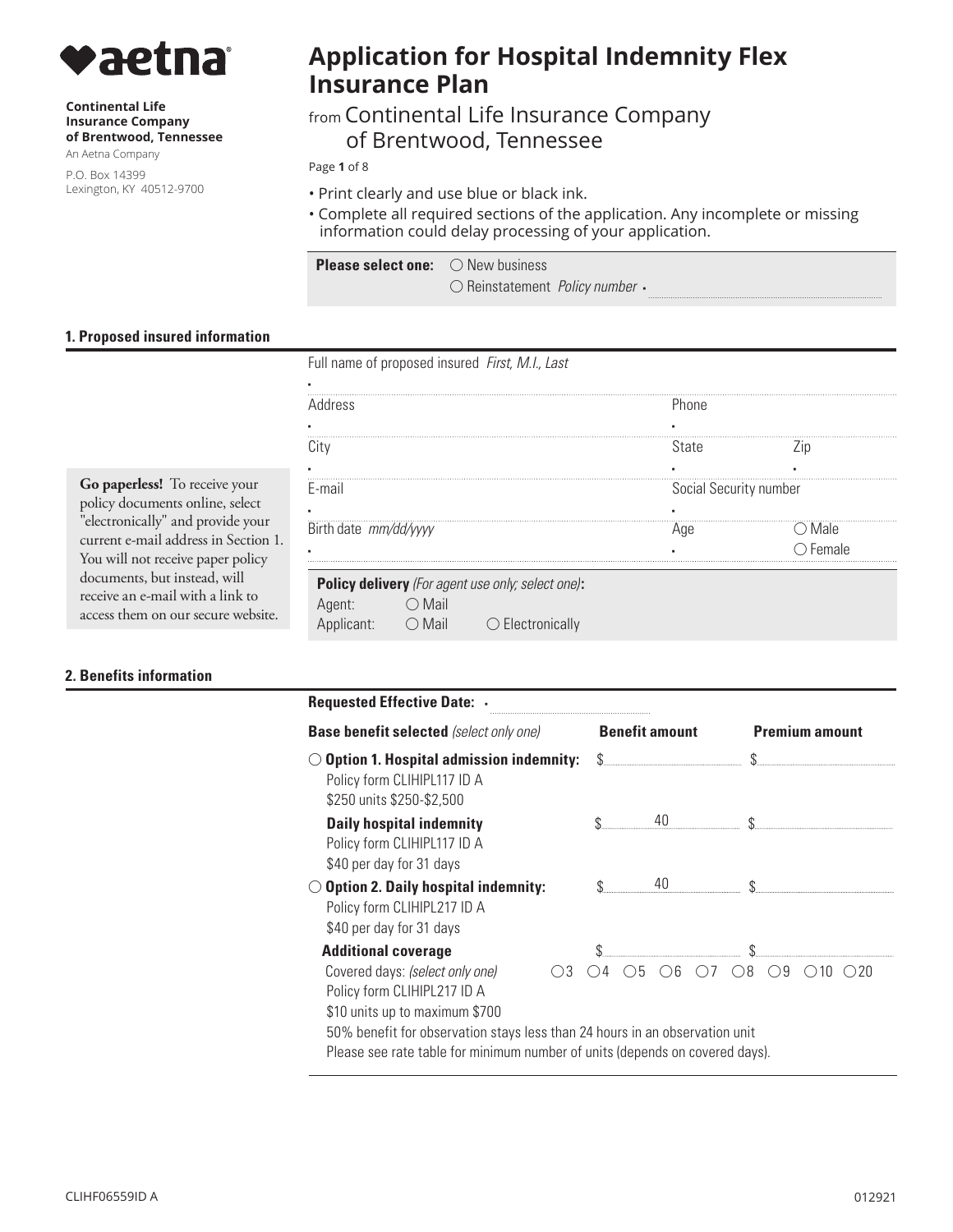# Application for Hospital Indemnity Flex Insurance Plan

from Continental Life Insurance Company of Brentwood, Tennessee

**Continental Life Insurance Company of Brentwood, Tennessee**
An Aetna Company
P.O. Box 14399
Lexington, KY 40512-9700

- Print clearly and use blue or black ink.
- Complete all required sections of the application. Any incomplete or missing information could delay processing of your application.

**Please select one:** ○ New business ○ Reinstatement *Policy number* •

## 1. Proposed insured information

Full name of proposed insured *First, M.I., Last* •

| Address | Phone | |
|---|---|---|
| • | • | |
| City | State | Zip |
| • | • | • |
| E-mail | Social Security number | |
| • | • | |
| Birth date *mm/dd/yyyy* | Age | ○ Male ○ Female |
| • | • | |

**Go paperless!** To receive your policy documents online, select "electronically" and provide your current e-mail address in Section 1. You will not receive paper policy documents, but instead, will receive an e-mail with a link to access them on our secure website.

**Policy delivery** *(For agent use only; select one)***:**
Agent: ○ Mail
Applicant: ○ Mail ○ Electronically

## 2. Benefits information

**Requested Effective Date:** •

| **Base benefit selected** *(select only one)* | **Benefit amount** | **Premium amount** |
|---|---|---|
| ○ **Option 1. Hospital admission indemnity:** Policy form CLIHIPL117 ID A $250 units $250-$2,500 | $ | $ |
| **Daily hospital indemnity** Policy form CLIHIPL117 ID A $40 per day for 31 days | $ 40 | $ |
| ○ **Option 2. Daily hospital indemnity:** Policy form CLIHIPL217 ID A $40 per day for 31 days | $ 40 | $ |
| **Additional coverage** | $ | $ |

Covered days: *(select only one)* ○3 ○4 ○5 ○6 ○7 ○8 ○9 ○10 ○20
Policy form CLIHIPL217 ID A
$10 units up to maximum $700
50% benefit for observation stays less than 24 hours in an observation unit
Please see rate table for minimum number of units (depends on covered days).

CLIHF06559ID A 012921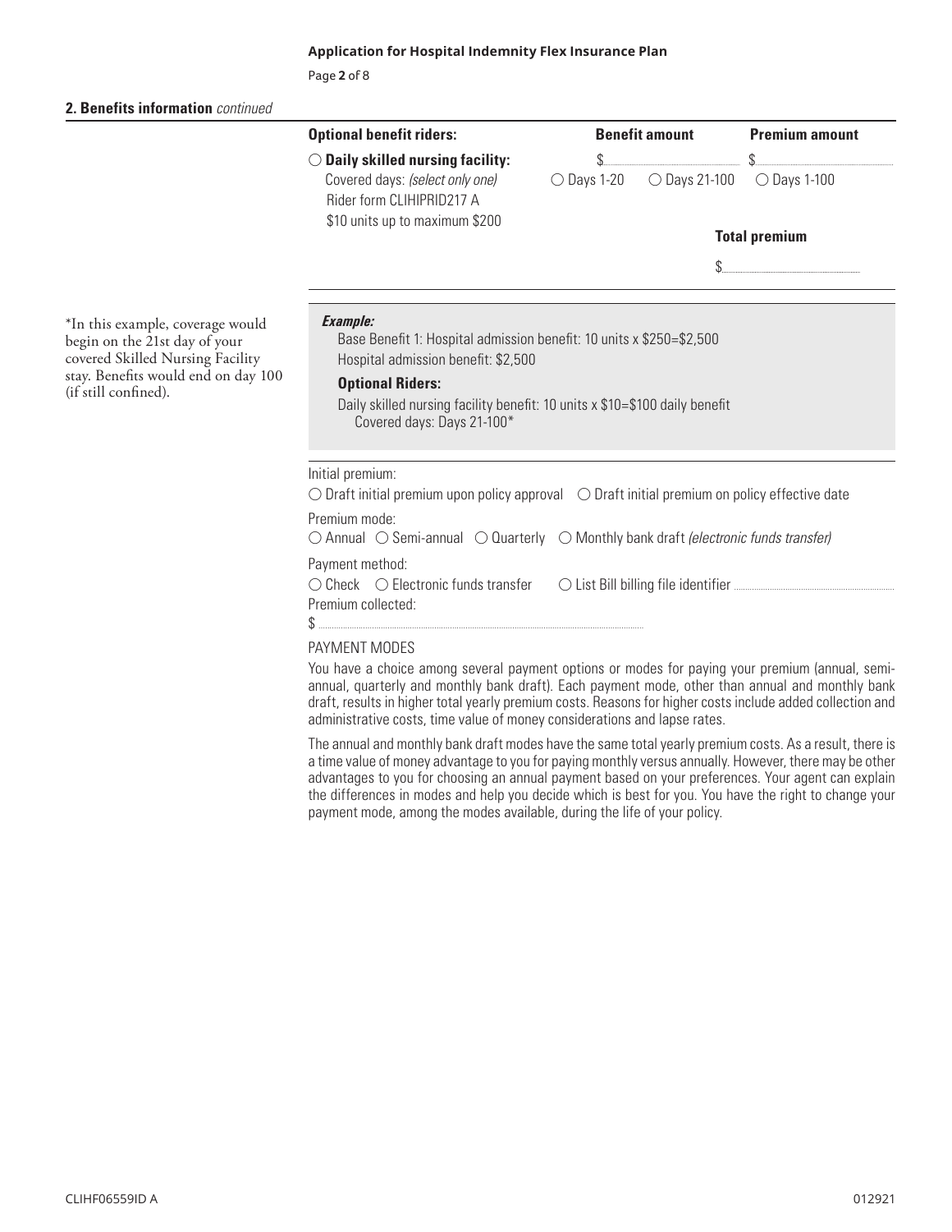**Application for Hospital Indemnity Flex Insurance Plan**

## 2. Benefits information *continued*

| Optional benefit riders: | Benefit amount | | Premium amount |
|---|---|---|---|
| ○ **Daily skilled nursing facility:** | $ | | $ |
| Covered days: *(select only one)* Rider form CLIHIPRID217 A $10 units up to maximum $200 | ○ Days 1-20 | ○ Days 21-100 | ○ Days 1-100 |
| | | | **Total premium** |
| | | | $ |

***Example:***

Base Benefit 1: Hospital admission benefit: 10 units x $250=$2,500

Hospital admission benefit: $2,500

**Optional Riders:**

Daily skilled nursing facility benefit: 10 units x $10=$100 daily benefit
Covered days: Days 21-100*

*In this example, coverage would begin on the 21st day of your covered Skilled Nursing Facility stay. Benefits would end on day 100 (if still confined).

Initial premium:

○ Draft initial premium upon policy approval ○ Draft initial premium on policy effective date

Premium mode:

○ Annual ○ Semi-annual ○ Quarterly ○ Monthly bank draft *(electronic funds transfer)*

Payment method:

○ Check ○ Electronic funds transfer ○ List Bill billing file identifier

Premium collected:

$

PAYMENT MODES

You have a choice among several payment options or modes for paying your premium (annual, semi-annual, quarterly and monthly bank draft). Each payment mode, other than annual and monthly bank draft, results in higher total yearly premium costs. Reasons for higher costs include added collection and administrative costs, time value of money considerations and lapse rates.

The annual and monthly bank draft modes have the same total yearly premium costs. As a result, there is a time value of money advantage to you for paying monthly versus annually. However, there may be other advantages to you for choosing an annual payment based on your preferences. Your agent can explain the differences in modes and help you decide which is best for you. You have the right to change your payment mode, among the modes available, during the life of your policy.

CLIHF06559ID A 012921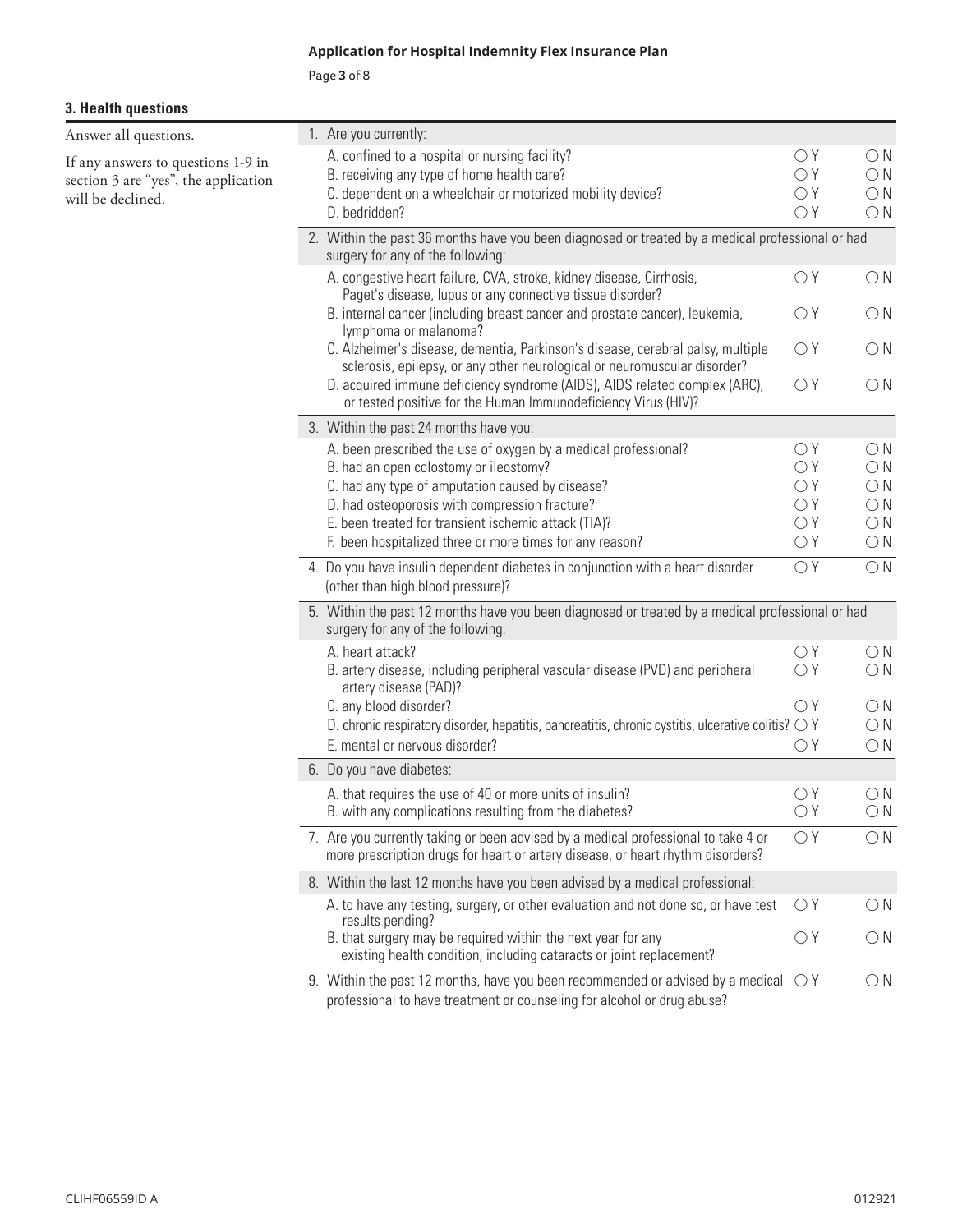**Application for Hospital Indemnity Flex Insurance Plan**

## 3. Health questions

Answer all questions.

If any answers to questions 1-9 in section 3 are "yes", the application will be declined.

1. Are you currently:
   - A. confined to a hospital or nursing facility? ○ Y ○ N
   - B. receiving any type of home health care? ○ Y ○ N
   - C. dependent on a wheelchair or motorized mobility device? ○ Y ○ N
   - D. bedridden? ○ Y ○ N

2. Within the past 36 months have you been diagnosed or treated by a medical professional or had surgery for any of the following:
   - A. congestive heart failure, CVA, stroke, kidney disease, Cirrhosis, Paget's disease, lupus or any connective tissue disorder? ○ Y ○ N
   - B. internal cancer (including breast cancer and prostate cancer), leukemia, lymphoma or melanoma? ○ Y ○ N
   - C. Alzheimer's disease, dementia, Parkinson's disease, cerebral palsy, multiple sclerosis, epilepsy, or any other neurological or neuromuscular disorder? ○ Y ○ N
   - D. acquired immune deficiency syndrome (AIDS), AIDS related complex (ARC), or tested positive for the Human Immunodeficiency Virus (HIV)? ○ Y ○ N

3. Within the past 24 months have you:
   - A. been prescribed the use of oxygen by a medical professional? ○ Y ○ N
   - B. had an open colostomy or ileostomy? ○ Y ○ N
   - C. had any type of amputation caused by disease? ○ Y ○ N
   - D. had osteoporosis with compression fracture? ○ Y ○ N
   - E. been treated for transient ischemic attack (TIA)? ○ Y ○ N
   - F. been hospitalized three or more times for any reason? ○ Y ○ N

4. Do you have insulin dependent diabetes in conjunction with a heart disorder (other than high blood pressure)? ○ Y ○ N

5. Within the past 12 months have you been diagnosed or treated by a medical professional or had surgery for any of the following:
   - A. heart attack? ○ Y ○ N
   - B. artery disease, including peripheral vascular disease (PVD) and peripheral artery disease (PAD)? ○ Y ○ N
   - C. any blood disorder? ○ Y ○ N
   - D. chronic respiratory disorder, hepatitis, pancreatitis, chronic cystitis, ulcerative colitis? ○ Y ○ N
   - E. mental or nervous disorder? ○ Y ○ N

6. Do you have diabetes:
   - A. that requires the use of 40 or more units of insulin? ○ Y ○ N
   - B. with any complications resulting from the diabetes? ○ Y ○ N

7. Are you currently taking or been advised by a medical professional to take 4 or more prescription drugs for heart or artery disease, or heart rhythm disorders? ○ Y ○ N

8. Within the last 12 months have you been advised by a medical professional:
   - A. to have any testing, surgery, or other evaluation and not done so, or have test results pending? ○ Y ○ N
   - B. that surgery may be required within the next year for any existing health condition, including cataracts or joint replacement? ○ Y ○ N

9. Within the past 12 months, have you been recommended or advised by a medical professional to have treatment or counseling for alcohol or drug abuse? ○ Y ○ N

CLIHF06559ID A 012921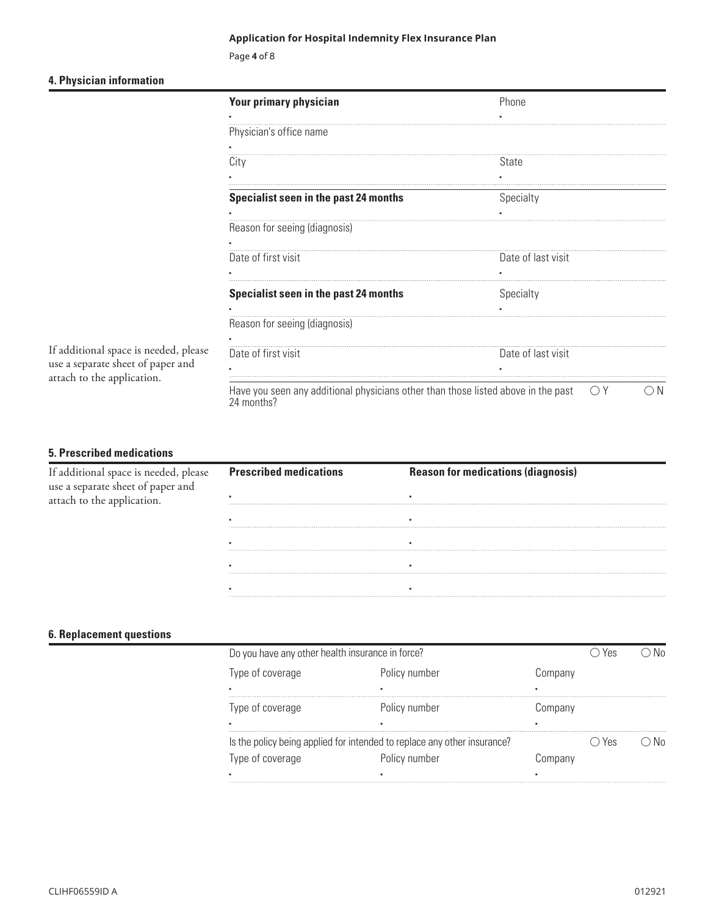## 4. Physician information

If additional space is needed, please use a separate sheet of paper and attach to the application.

| **Your primary physician** | Phone |
|---|---|
| Physician's office name | |
| City | State |

| **Specialist seen in the past 24 months** | Specialty |
|---|---|
| Reason for seeing (diagnosis) | |
| Date of first visit | Date of last visit |

| **Specialist seen in the past 24 months** | Specialty |
|---|---|
| Reason for seeing (diagnosis) | |
| Date of first visit | Date of last visit |

Have you seen any additional physicians other than those listed above in the past 24 months? ○ Y ○ N

## 5. Prescribed medications

If additional space is needed, please use a separate sheet of paper and attach to the application.

| **Prescribed medications** | **Reason for medications (diagnosis)** |
|---|---|
| | |
| | |
| | |
| | |
| | |

## 6. Replacement questions

Do you have any other health insurance in force? ○ Yes ○ No

| Type of coverage | Policy number | Company |
|---|---|---|
| | | |

| Type of coverage | Policy number | Company |
|---|---|---|
| | | |

Is the policy being applied for intended to replace any other insurance? ○ Yes ○ No

| Type of coverage | Policy number | Company |
|---|---|---|
| | | |

CLIHF06559ID A 012921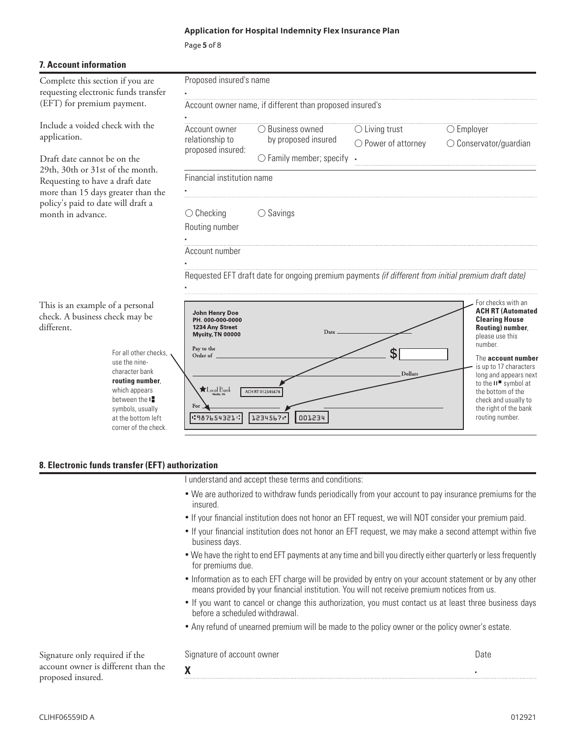## 7. Account information

Complete this section if you are requesting electronic funds transfer (EFT) for premium payment.

Include a voided check with the application.

Draft date cannot be on the 29th, 30th or 31st of the month. Requesting to have a draft date more than 15 days greater than the policy's paid to date will draft a month in advance.

Proposed insured's name

Account owner name, if different than proposed insured's

Account owner relationship to proposed insured: ○ Business owned by proposed insured ○ Living trust ○ Employer ○ Power of attorney ○ Conservator/guardian ○ Family member; specify

Financial institution name

○ Checking ○ Savings

Routing number

Account number

Requested EFT draft date for ongoing premium payments *(if different from initial premium draft date)*

This is an example of a personal check. A business check may be different.

For all other checks, use the nine-character bank **routing number**, which appears between the ⑆ symbols, usually at the bottom left corner of the check.

John Henry Doe
PH. 000-000-0000
1234 Any Street
Mycity, TN 00000

Date

Pay to the Order of $

Dollars

Local Bank Mycity, TN

ACH RT 012345678

For

⑆987654321⑆ 1234567⑈ 001234

For checks with an **ACH RT (Automated Clearing House Routing) number**, please use this number.

The **account number** is up to 17 characters long and appears next to the ⑈ symbol at the bottom of the check and usually to the right of the bank routing number.

## 8. Electronic funds transfer (EFT) authorization

I understand and accept these terms and conditions:

- We are authorized to withdraw funds periodically from your account to pay insurance premiums for the insured.
- If your financial institution does not honor an EFT request, we will NOT consider your premium paid.
- If your financial institution does not honor an EFT request, we may make a second attempt within five business days.
- We have the right to end EFT payments at any time and bill you directly either quarterly or less frequently for premiums due.
- Information as to each EFT charge will be provided by entry on your account statement or by any other means provided by your financial institution. You will not receive premium notices from us.
- If you want to cancel or change this authorization, you must contact us at least three business days before a scheduled withdrawal.
- Any refund of unearned premium will be made to the policy owner or the policy owner's estate.

Signature only required if the account owner is different than the proposed insured.

Signature of account owner

**X**

Date

CLIHF06559ID A 012921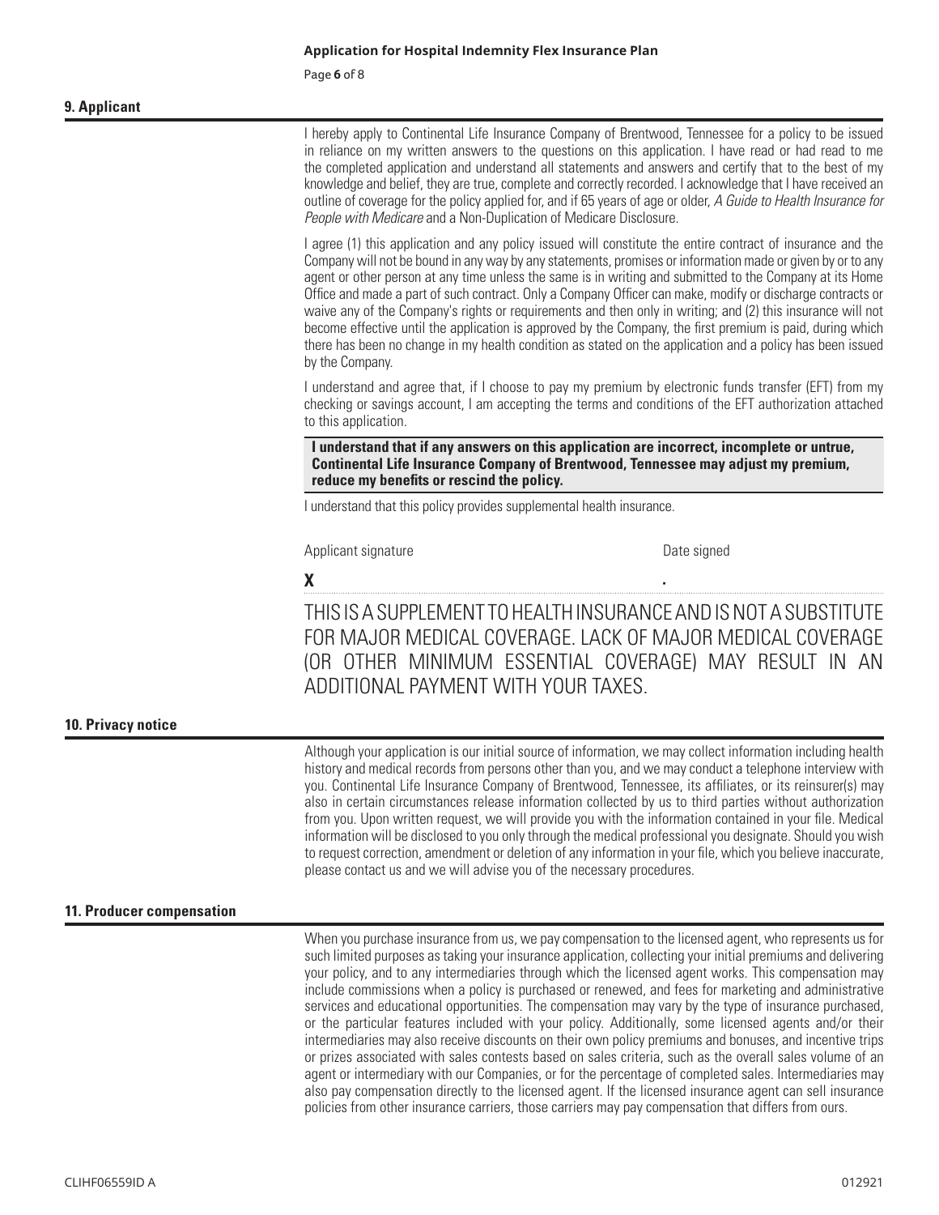## 9. Applicant

I hereby apply to Continental Life Insurance Company of Brentwood, Tennessee for a policy to be issued in reliance on my written answers to the questions on this application. I have read or had read to me the completed application and understand all statements and answers and certify that to the best of my knowledge and belief, they are true, complete and correctly recorded. I acknowledge that I have received an outline of coverage for the policy applied for, and if 65 years of age or older, *A Guide to Health Insurance for People with Medicare* and a Non-Duplication of Medicare Disclosure.

I agree (1) this application and any policy issued will constitute the entire contract of insurance and the Company will not be bound in any way by any statements, promises or information made or given by or to any agent or other person at any time unless the same is in writing and submitted to the Company at its Home Office and made a part of such contract. Only a Company Officer can make, modify or discharge contracts or waive any of the Company's rights or requirements and then only in writing; and (2) this insurance will not become effective until the application is approved by the Company, the first premium is paid, during which there has been no change in my health condition as stated on the application and a policy has been issued by the Company.

I understand and agree that, if I choose to pay my premium by electronic funds transfer (EFT) from my checking or savings account, I am accepting the terms and conditions of the EFT authorization attached to this application.

**I understand that if any answers on this application are incorrect, incomplete or untrue, Continental Life Insurance Company of Brentwood, Tennessee may adjust my premium, reduce my benefits or rescind the policy.**

I understand that this policy provides supplemental health insurance.

| Applicant signature | Date signed |
|---|---|
| **X** | |

THIS IS A SUPPLEMENT TO HEALTH INSURANCE AND IS NOT A SUBSTITUTE FOR MAJOR MEDICAL COVERAGE. LACK OF MAJOR MEDICAL COVERAGE (OR OTHER MINIMUM ESSENTIAL COVERAGE) MAY RESULT IN AN ADDITIONAL PAYMENT WITH YOUR TAXES.

## 10. Privacy notice

Although your application is our initial source of information, we may collect information including health history and medical records from persons other than you, and we may conduct a telephone interview with you. Continental Life Insurance Company of Brentwood, Tennessee, its affiliates, or its reinsurer(s) may also in certain circumstances release information collected by us to third parties without authorization from you. Upon written request, we will provide you with the information contained in your file. Medical information will be disclosed to you only through the medical professional you designate. Should you wish to request correction, amendment or deletion of any information in your file, which you believe inaccurate, please contact us and we will advise you of the necessary procedures.

## 11. Producer compensation

When you purchase insurance from us, we pay compensation to the licensed agent, who represents us for such limited purposes as taking your insurance application, collecting your initial premiums and delivering your policy, and to any intermediaries through which the licensed agent works. This compensation may include commissions when a policy is purchased or renewed, and fees for marketing and administrative services and educational opportunities. The compensation may vary by the type of insurance purchased, or the particular features included with your policy. Additionally, some licensed agents and/or their intermediaries may also receive discounts on their own policy premiums and bonuses, and incentive trips or prizes associated with sales contests based on sales criteria, such as the overall sales volume of an agent or intermediary with our Companies, or for the percentage of completed sales. Intermediaries may also pay compensation directly to the licensed agent. If the licensed insurance agent can sell insurance policies from other insurance carriers, those carriers may pay compensation that differs from ours.

CLIHF06559ID A 012921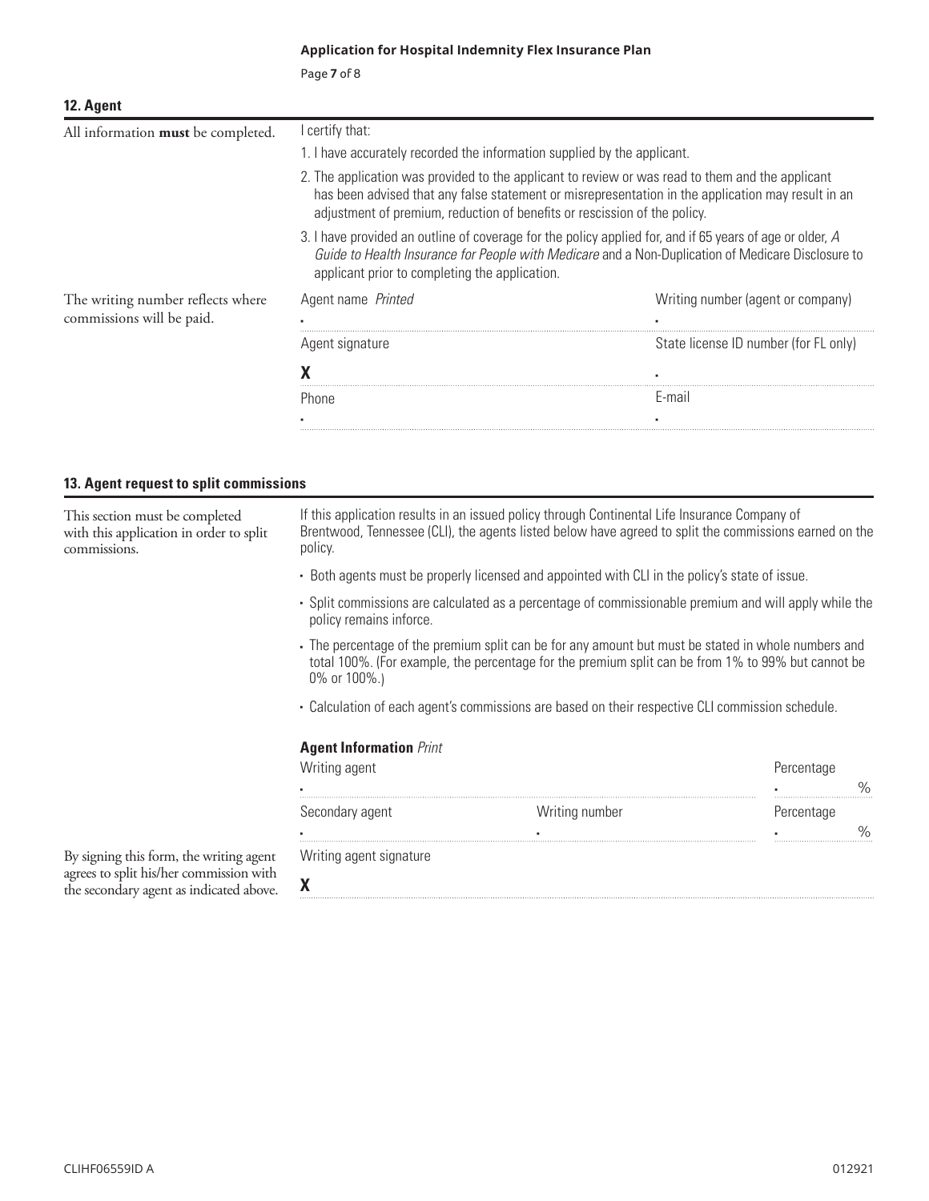## 12. Agent

All information **must** be completed.

I certify that:

1. I have accurately recorded the information supplied by the applicant.
2. The application was provided to the applicant to review or was read to them and the applicant has been advised that any false statement or misrepresentation in the application may result in an adjustment of premium, reduction of benefits or rescission of the policy.
3. I have provided an outline of coverage for the policy applied for, and if 65 years of age or older, *A Guide to Health Insurance for People with Medicare* and a Non-Duplication of Medicare Disclosure to applicant prior to completing the application.

The writing number reflects where commissions will be paid.

| | |
|---|---|
| Agent name *Printed* | Writing number (agent or company) |
| Agent signature<br>**X** | State license ID number (for FL only) |
| Phone | E-mail |

## 13. Agent request to split commissions

This section must be completed with this application in order to split commissions.

If this application results in an issued policy through Continental Life Insurance Company of Brentwood, Tennessee (CLI), the agents listed below have agreed to split the commissions earned on the policy.

- Both agents must be properly licensed and appointed with CLI in the policy's state of issue.
- Split commissions are calculated as a percentage of commissionable premium and will apply while the policy remains inforce.
- The percentage of the premium split can be for any amount but must be stated in whole numbers and total 100%. (For example, the percentage for the premium split can be from 1% to 99% but cannot be 0% or 100%.)
- Calculation of each agent's commissions are based on their respective CLI commission schedule.

**Agent Information** *Print*

| | | |
|---|---|---|
| Writing agent | | Percentage<br>% |
| Secondary agent | Writing number | Percentage<br>% |

By signing this form, the writing agent agrees to split his/her commission with the secondary agent as indicated above.

Writing agent signature

**X**

CLIHF06559ID A

012921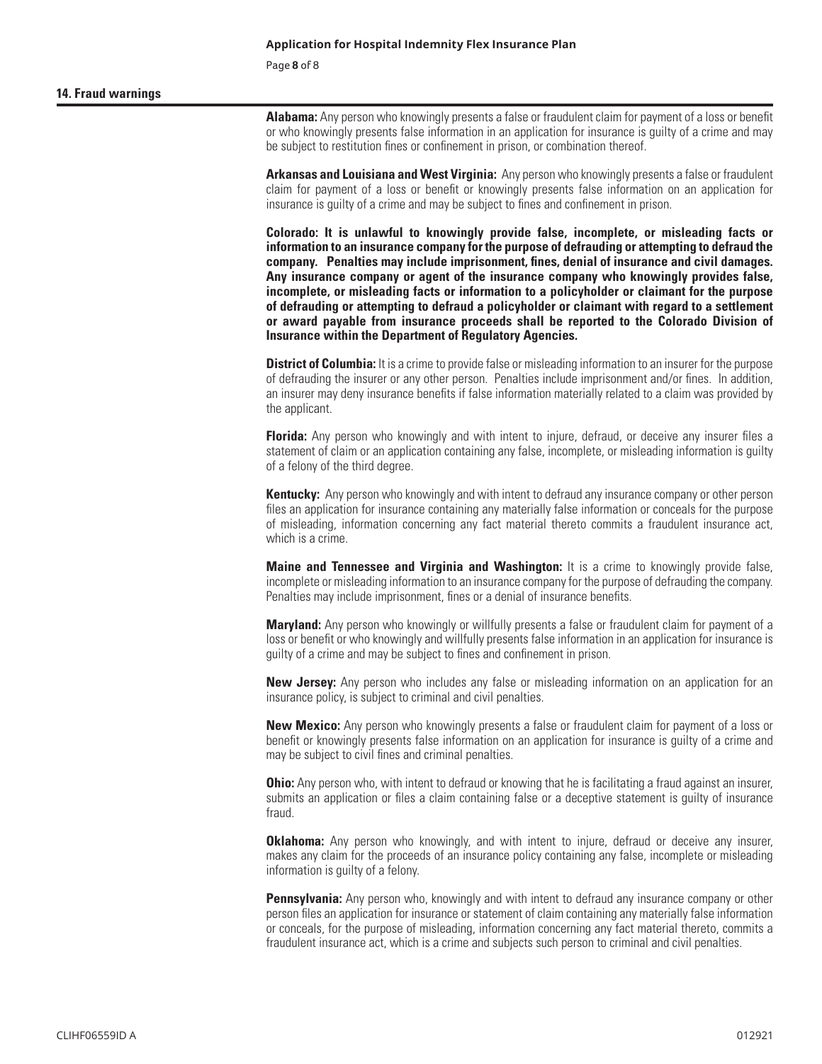## 14. Fraud warnings

**Alabama:** Any person who knowingly presents a false or fraudulent claim for payment of a loss or benefit or who knowingly presents false information in an application for insurance is guilty of a crime and may be subject to restitution fines or confinement in prison, or combination thereof.

**Arkansas and Louisiana and West Virginia:** Any person who knowingly presents a false or fraudulent claim for payment of a loss or benefit or knowingly presents false information on an application for insurance is guilty of a crime and may be subject to fines and confinement in prison.

**Colorado: It is unlawful to knowingly provide false, incomplete, or misleading facts or information to an insurance company for the purpose of defrauding or attempting to defraud the company. Penalties may include imprisonment, fines, denial of insurance and civil damages. Any insurance company or agent of the insurance company who knowingly provides false, incomplete, or misleading facts or information to a policyholder or claimant for the purpose of defrauding or attempting to defraud a policyholder or claimant with regard to a settlement or award payable from insurance proceeds shall be reported to the Colorado Division of Insurance within the Department of Regulatory Agencies.**

**District of Columbia:** It is a crime to provide false or misleading information to an insurer for the purpose of defrauding the insurer or any other person. Penalties include imprisonment and/or fines. In addition, an insurer may deny insurance benefits if false information materially related to a claim was provided by the applicant.

**Florida:** Any person who knowingly and with intent to injure, defraud, or deceive any insurer files a statement of claim or an application containing any false, incomplete, or misleading information is guilty of a felony of the third degree.

**Kentucky:** Any person who knowingly and with intent to defraud any insurance company or other person files an application for insurance containing any materially false information or conceals for the purpose of misleading, information concerning any fact material thereto commits a fraudulent insurance act, which is a crime.

**Maine and Tennessee and Virginia and Washington:** It is a crime to knowingly provide false, incomplete or misleading information to an insurance company for the purpose of defrauding the company. Penalties may include imprisonment, fines or a denial of insurance benefits.

**Maryland:** Any person who knowingly or willfully presents a false or fraudulent claim for payment of a loss or benefit or who knowingly and willfully presents false information in an application for insurance is guilty of a crime and may be subject to fines and confinement in prison.

**New Jersey:** Any person who includes any false or misleading information on an application for an insurance policy, is subject to criminal and civil penalties.

**New Mexico:** Any person who knowingly presents a false or fraudulent claim for payment of a loss or benefit or knowingly presents false information on an application for insurance is guilty of a crime and may be subject to civil fines and criminal penalties.

**Ohio:** Any person who, with intent to defraud or knowing that he is facilitating a fraud against an insurer, submits an application or files a claim containing false or a deceptive statement is guilty of insurance fraud.

**Oklahoma:** Any person who knowingly, and with intent to injure, defraud or deceive any insurer, makes any claim for the proceeds of an insurance policy containing any false, incomplete or misleading information is guilty of a felony.

**Pennsylvania:** Any person who, knowingly and with intent to defraud any insurance company or other person files an application for insurance or statement of claim containing any materially false information or conceals, for the purpose of misleading, information concerning any fact material thereto, commits a fraudulent insurance act, which is a crime and subjects such person to criminal and civil penalties.

CLIHF06559ID A 012921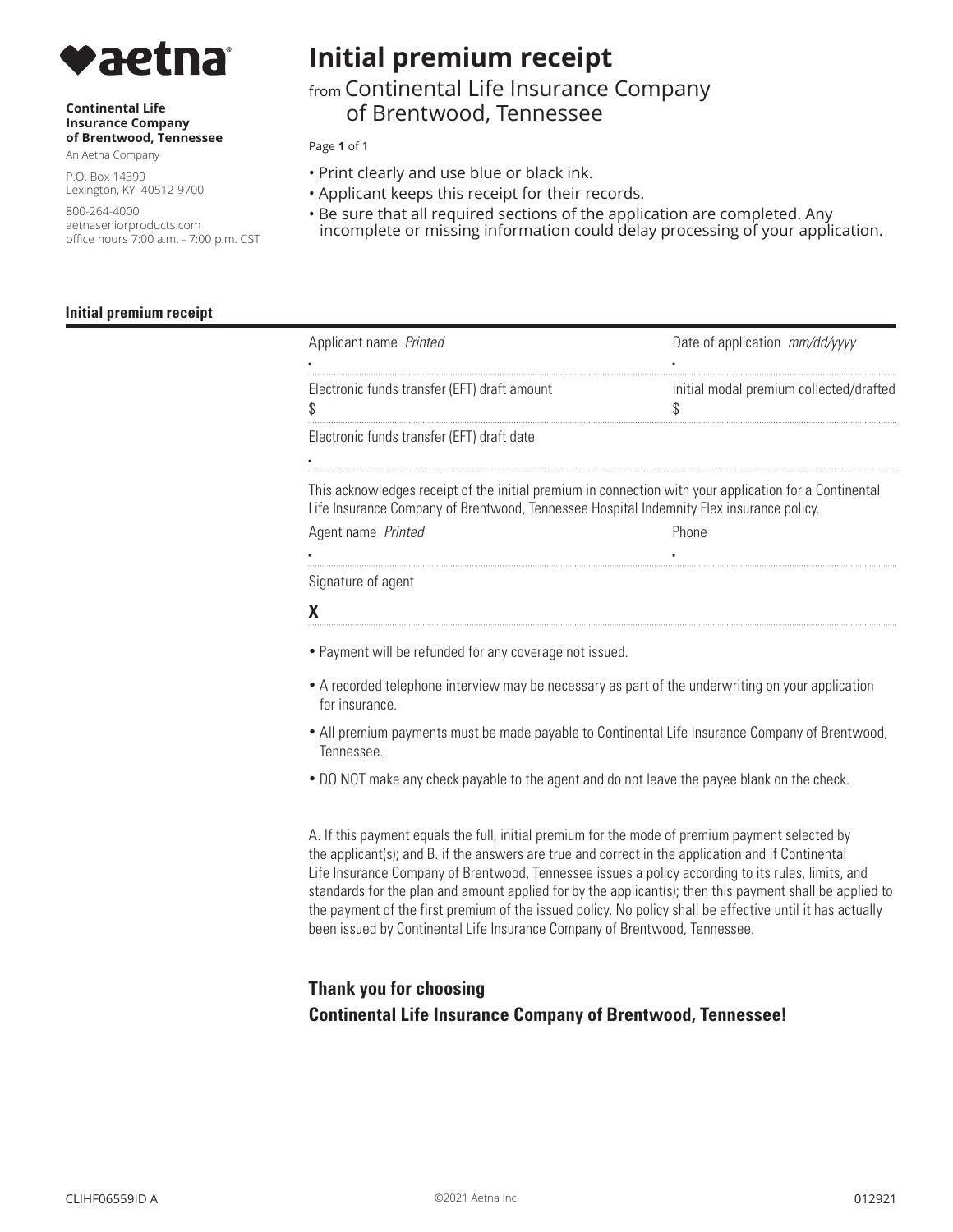**aetna**

**Continental Life Insurance Company of Brentwood, Tennessee**
An Aetna Company

P.O. Box 14399
Lexington, KY 40512-9700

800-264-4000
aetnaseniorproducts.com
office hours 7:00 a.m. - 7:00 p.m. CST

# Initial premium receipt

from Continental Life Insurance Company of Brentwood, Tennessee

- Print clearly and use blue or black ink.
- Applicant keeps this receipt for their records.
- Be sure that all required sections of the application are completed. Any incomplete or missing information could delay processing of your application.

## Initial premium receipt

Applicant name *Printed*

Date of application *mm/dd/yyyy*

Electronic funds transfer (EFT) draft amount
$

Initial modal premium collected/drafted
$

Electronic funds transfer (EFT) draft date

This acknowledges receipt of the initial premium in connection with your application for a Continental Life Insurance Company of Brentwood, Tennessee Hospital Indemnity Flex insurance policy.

Agent name *Printed*

Phone

Signature of agent

**X**

- Payment will be refunded for any coverage not issued.
- A recorded telephone interview may be necessary as part of the underwriting on your application for insurance.
- All premium payments must be made payable to Continental Life Insurance Company of Brentwood, Tennessee.
- DO NOT make any check payable to the agent and do not leave the payee blank on the check.

A. If this payment equals the full, initial premium for the mode of premium payment selected by the applicant(s); and B. if the answers are true and correct in the application and if Continental Life Insurance Company of Brentwood, Tennessee issues a policy according to its rules, limits, and standards for the plan and amount applied for by the applicant(s); then this payment shall be applied to the payment of the first premium of the issued policy. No policy shall be effective until it has actually been issued by Continental Life Insurance Company of Brentwood, Tennessee.

**Thank you for choosing**
**Continental Life Insurance Company of Brentwood, Tennessee!**

CLIHF06559ID A ©2021 Aetna Inc. 012921